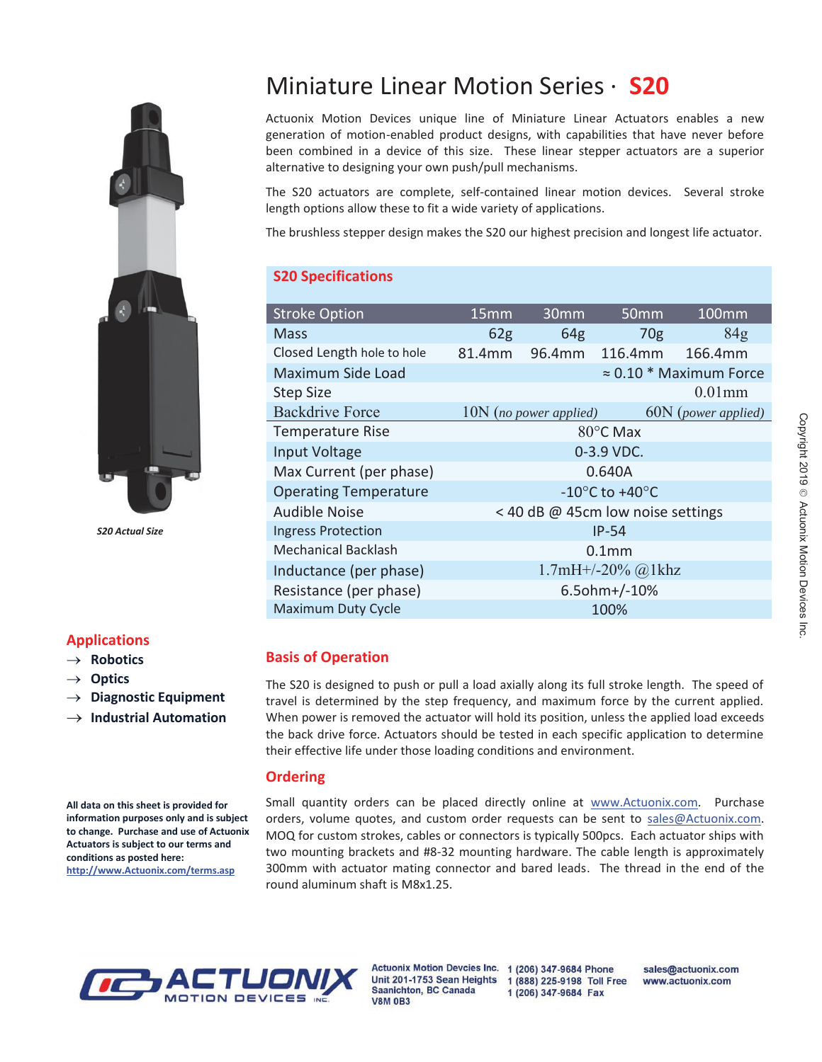# Miniature Linear Motion Series · S20

Actuonix Motion Devices unique line of Miniature Linear Actuators enables a new generation of motion-enabled product designs, with capabilities that have never before been combined in a device of this size. These linear stepper actuators are a superior alternative to designing your own push/pull mechanisms.

The S20 actuators are complete, self-contained linear motion devices. Several stroke length options allow these to fit a wide variety of applications.

The brushless stepper design makes the S20 our highest precision and longest life actuator.

*S20 Actual Size*

## S20 Specifications

| Stroke Option | 15mm | 30mm | 50mm | 100mm |
|---|---|---|---|---|
| Mass | 62g | 64g | 70g | 84g |
| Closed Length hole to hole | 81.4mm | 96.4mm | 116.4mm | 166.4mm |
| Maximum Side Load | ≈ 0.10 * Maximum Force | | | |
| Step Size | 0.01mm | | | |
| Backdrive Force | 10N (*no power applied*) | | 60N (*power applied*) | |
| Temperature Rise | 80°C Max | | | |
| Input Voltage | 0-3.9 VDC. | | | |
| Max Current (per phase) | 0.640A | | | |
| Operating Temperature | -10°C to +40°C | | | |
| Audible Noise | < 40 dB @ 45cm low noise settings | | | |
| Ingress Protection | IP-54 | | | |
| Mechanical Backlash | 0.1mm | | | |
| Inductance (per phase) | 1.7mH+/-20% @1khz | | | |
| Resistance (per phase) | 6.5ohm+/-10% | | | |
| Maximum Duty Cycle | 100% | | | |

## Applications

- → **Robotics**
- → **Optics**
- → **Diagnostic Equipment**
- → **Industrial Automation**

## Basis of Operation

The S20 is designed to push or pull a load axially along its full stroke length. The speed of travel is determined by the step frequency, and maximum force by the current applied. When power is removed the actuator will hold its position, unless the applied load exceeds the back drive force. Actuators should be tested in each specific application to determine their effective life under those loading conditions and environment.

## Ordering

Small quantity orders can be placed directly online at www.Actuonix.com. Purchase orders, volume quotes, and custom order requests can be sent to sales@Actuonix.com. MOQ for custom strokes, cables or connectors is typically 500pcs. Each actuator ships with two mounting brackets and #8-32 mounting hardware. The cable length is approximately 300mm with actuator mating connector and bared leads. The thread in the end of the round aluminum shaft is M8x1.25.

**All data on this sheet is provided for information purposes only and is subject to change. Purchase and use of Actuonix Actuators is subject to our terms and conditions as posted here: http://www.Actuonix.com/terms.asp**

Copyright 2019 © Actuonix Motion Devices Inc.

ACTUONIX MOTION DEVICES INC.

Actuonix Motion Devcies Inc.
Unit 201-1753 Sean Heights
Saanichton, BC Canada
V8M 0B3

1 (206) 347-9684 Phone
1 (888) 225-9198 Toll Free
1 (206) 347-9684 Fax

sales@actuonix.com
www.actuonix.com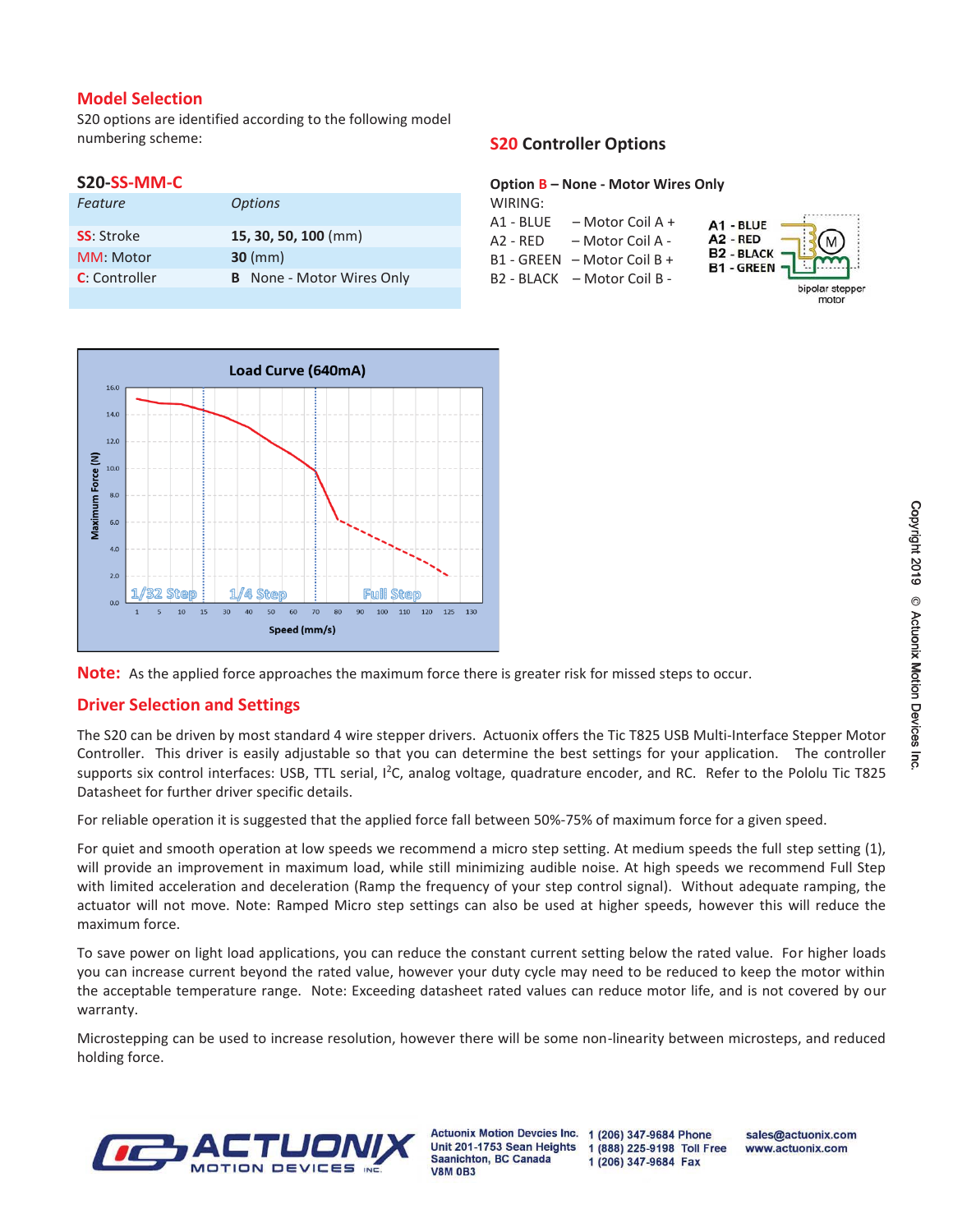## Model Selection

S20 options are identified according to the following model numbering scheme:

### S20-SS-MM-C

| *Feature* | *Options* |
|---|---|
| SS: Stroke | **15, 30, 50, 100** (mm) |
| MM: Motor | **30** (mm) |
| C: Controller | **B** None - Motor Wires Only |

## S20 Controller Options

**Option B – None - Motor Wires Only**

WIRING:

A1 - BLUE – Motor Coil A +
A2 - RED – Motor Coil A -
B1 - GREEN – Motor Coil B +
B2 - BLACK – Motor Coil B -

A1 - BLUE
A2 - RED
B2 - BLACK
B1 - GREEN

bipolar stepper motor

**Load Curve (640mA)**

Maximum Force (N)

Speed (mm/s)

1/32 Step 1/4 Step Full Step

**Note:** As the applied force approaches the maximum force there is greater risk for missed steps to occur.

## Driver Selection and Settings

The S20 can be driven by most standard 4 wire stepper drivers. Actuonix offers the Tic T825 USB Multi-Interface Stepper Motor Controller. This driver is easily adjustable so that you can determine the best settings for your application. The controller supports six control interfaces: USB, TTL serial, I$^2$C, analog voltage, quadrature encoder, and RC. Refer to the Pololu Tic T825 Datasheet for further driver specific details.

For reliable operation it is suggested that the applied force fall between 50%-75% of maximum force for a given speed.

For quiet and smooth operation at low speeds we recommend a micro step setting. At medium speeds the full step setting (1), will provide an improvement in maximum load, while still minimizing audible noise. At high speeds we recommend Full Step with limited acceleration and deceleration (Ramp the frequency of your step control signal). Without adequate ramping, the actuator will not move. Note: Ramped Micro step settings can also be used at higher speeds, however this will reduce the maximum force.

To save power on light load applications, you can reduce the constant current setting below the rated value. For higher loads you can increase current beyond the rated value, however your duty cycle may need to be reduced to keep the motor within the acceptable temperature range. Note: Exceeding datasheet rated values can reduce motor life, and is not covered by our warranty.

Microstepping can be used to increase resolution, however there will be some non-linearity between microsteps, and reduced holding force.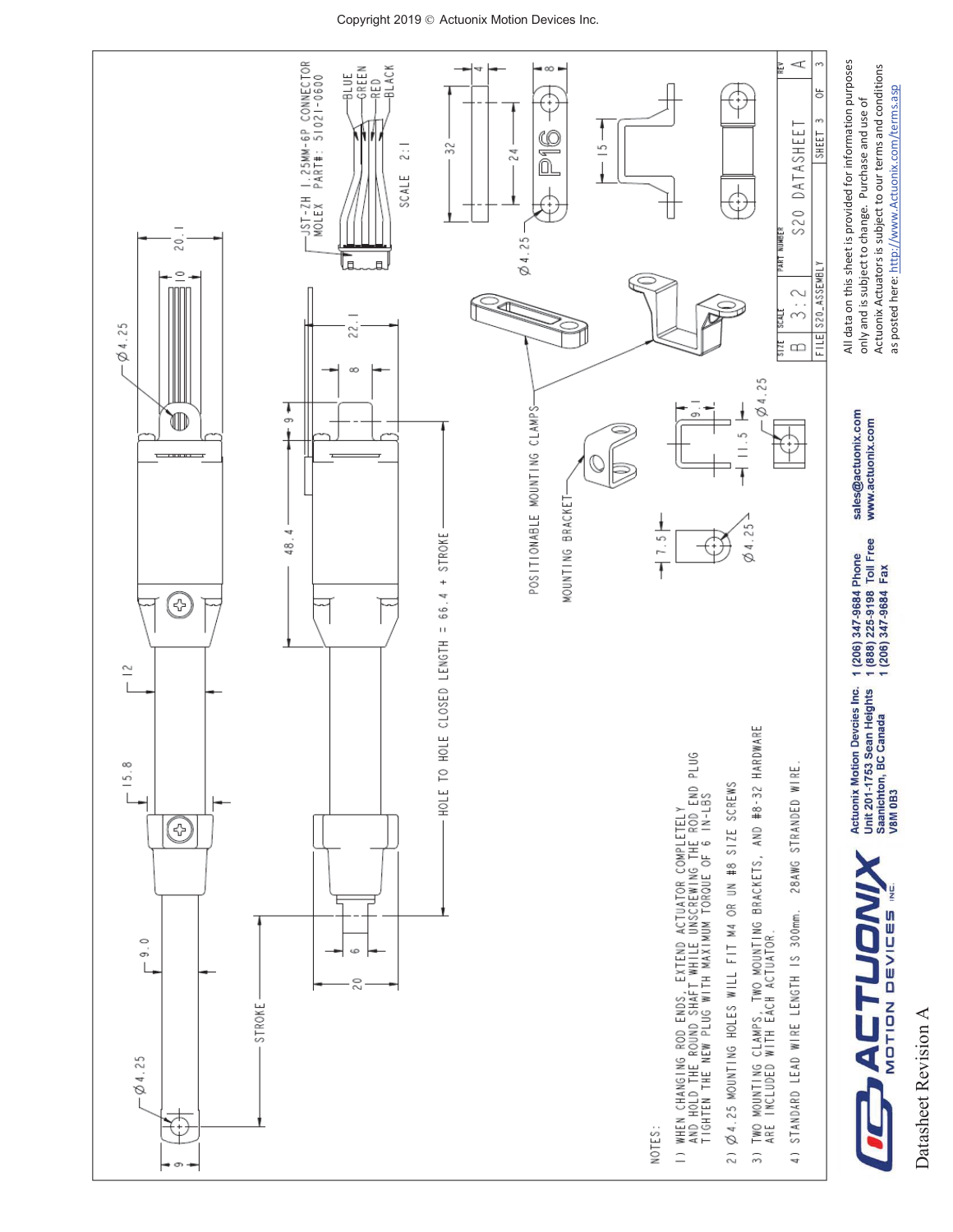Copyright 2019 © Actuonix Motion Devices Inc.

JST-ZH 1.25MM-6P CONNECTOR
MOLEX PART#: 51021-0600

BLUE
GREEN
RED
BLACK

SCALE 2:1

Ø4.25
20.1
10
22.1
8
9
48.4
12
15.8
9.0
Ø4.25
9
6
20
STROKE

HOLE TO HOLE CLOSED LENGTH = 66.4 + STROKE

32
4
24
8
P16
Ø4.25
15

POSITIONABLE MOUNTING CLAMPS

MOUNTING BRACKET

7.5
Ø4.25
9.1
11.5
Ø4.25

NOTES:

1) WHEN CHANGING ROD ENDS, EXTEND ACTUATOR COMPLETELY AND HOLD THE ROUND SHAFT WHILE UNSCREWING THE ROD END PLUG TIGHTEN THE NEW PLUG WITH MAXIMUM TORQUE OF 6 IN-LBS

2) Ø4.25 MOUNTING HOLES WILL FIT M4 OR UN #8 SIZE SCREWS

3) TWO MOUNTING CLAMPS, TWO MOUNTING BRACKETS, AND #8-32 HARDWARE ARE INCLUDED WITH EACH ACTUATOR.

4) STANDARD LEAD WIRE LENGTH IS 300mm. 28AWG STRANDED WIRE.

| SIZE | SCALE | PART NUMBER | REV |
|---|---|---|---|
| B | 3:2 | S20 DATASHEET | A |
| FILE S20_ASSEMBLY | | SHEET 3 OF 3 | |

All data on this sheet is provided for information purposes only and is subject to change. Purchase and use of Actuonix Actuators is subject to our terms and conditions as posted here: http://www.Actuonix.com/terms.asp

ACTUONIX MOTION DEVICES INC.

Actuonix Motion Devices Inc.
Unit 201-1753 Sean Heights
Saanichton, BC Canada
V8M 0B3

1 (206) 347-9684 Phone
1 (888) 225-9198 Toll Free
1 (206) 347-9684 Fax

sales@actuonix.com
www.actuonix.com

Datasheet Revision A